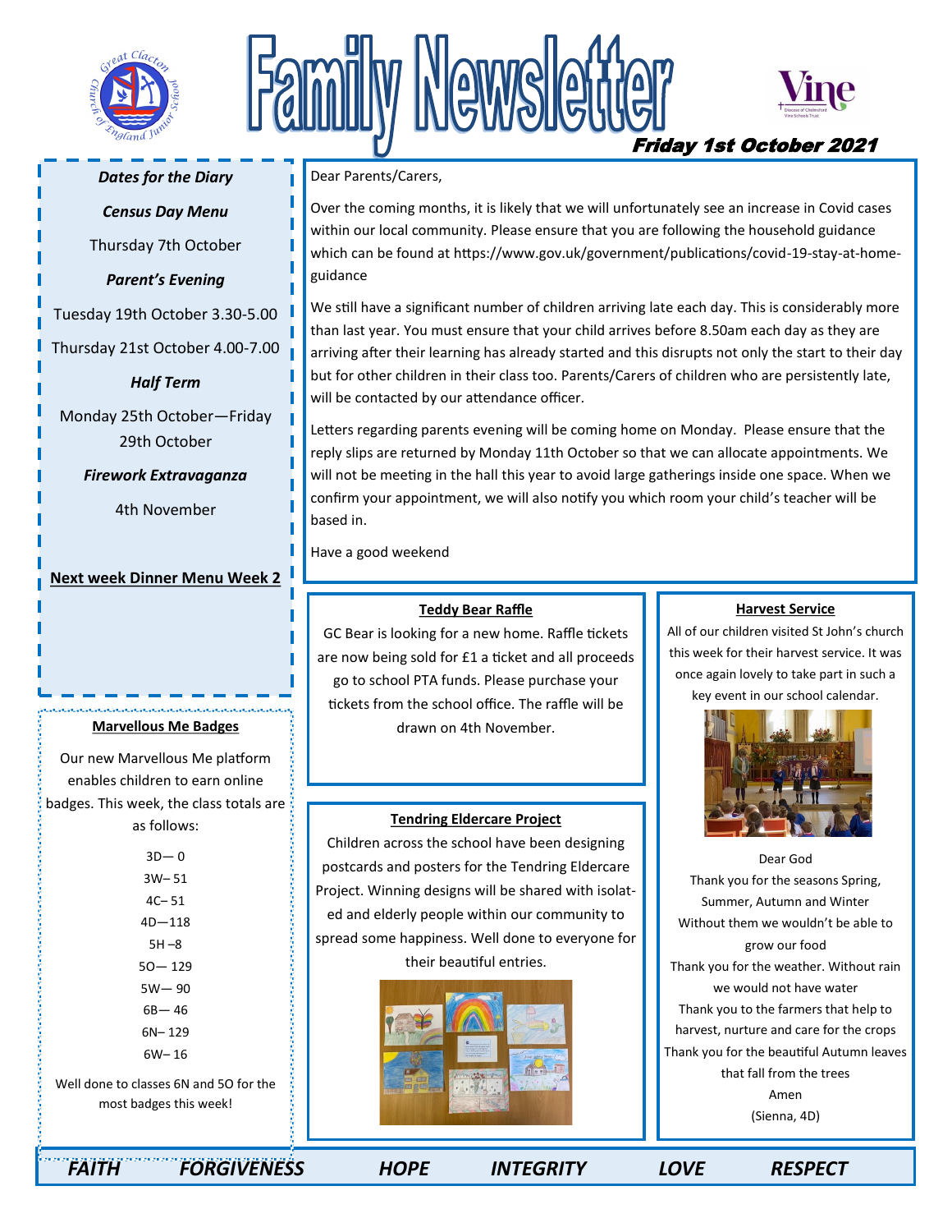# Family Newsletter

**Friday 1st October 2021**

Dear Parents/Carers,

Over the coming months, it is likely that we will unfortunately see an increase in Covid cases within our local community. Please ensure that you are following the household guidance which can be found at https://www.gov.uk/government/publications/covid-19-stay-at-home-guidance

We still have a significant number of children arriving late each day. This is considerably more than last year. You must ensure that your child arrives before 8.50am each day as they are arriving after their learning has already started and this disrupts not only the start to their day but for other children in their class too. Parents/Carers of children who are persistently late, will be contacted by our attendance officer.

Letters regarding parents evening will be coming home on Monday. Please ensure that the reply slips are returned by Monday 11th October so that we can allocate appointments. We will not be meeting in the hall this year to avoid large gatherings inside one space. When we confirm your appointment, we will also notify you which room your child's teacher will be based in.

Have a good weekend

## Dates for the Diary

***Census Day Menu***

Thursday 7th October

***Parent's Evening***

Tuesday 19th October 3.30-5.00

Thursday 21st October 4.00-7.00

***Half Term***

Monday 25th October—Friday 29th October

***Firework Extravaganza***

4th November

**Next week Dinner Menu Week 2**

## Marvellous Me Badges

Our new Marvellous Me platform enables children to earn online badges. This week, the class totals are as follows:

3D— 0
3W– 51
4C– 51
4D—118
5H –8
5O— 129
5W— 90
6B— 46
6N– 129
6W– 16

Well done to classes 6N and 5O for the most badges this week!

## Teddy Bear Raffle

GC Bear is looking for a new home. Raffle tickets are now being sold for £1 a ticket and all proceeds go to school PTA funds. Please purchase your tickets from the school office. The raffle will be drawn on 4th November.

## Tendring Eldercare Project

Children across the school have been designing postcards and posters for the Tendring Eldercare Project. Winning designs will be shared with isolated and elderly people within our community to spread some happiness. Well done to everyone for their beautiful entries.

## Harvest Service

All of our children visited St John's church this week for their harvest service. It was once again lovely to take part in such a key event in our school calendar.

Dear God
Thank you for the seasons Spring, Summer, Autumn and Winter
Without them we wouldn't be able to grow our food
Thank you for the weather. Without rain we would not have water
Thank you to the farmers that help to harvest, nurture and care for the crops
Thank you for the beautiful Autumn leaves that fall from the trees
Amen
(Sienna, 4D)

*FAITH FORGIVENESS HOPE INTEGRITY LOVE RESPECT*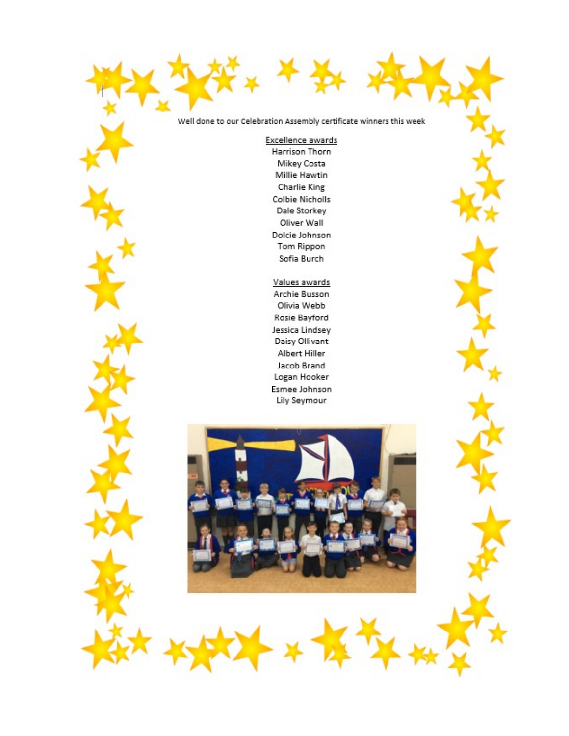Well done to our Celebration Assembly certificate winners this week

Excellence awards

Harrison Thorn
Mikey Costa
Millie Hawtin
Charlie King
Colbie Nicholls
Dale Storkey
Oliver Wall
Dolcie Johnson
Tom Rippon
Sofia Burch

Values awards

Archie Busson
Olivia Webb
Rosie Bayford
Jessica Lindsey
Daisy Ollivant
Albert Hiller
Jacob Brand
Logan Hooker
Esmee Johnson
Lily Seymour